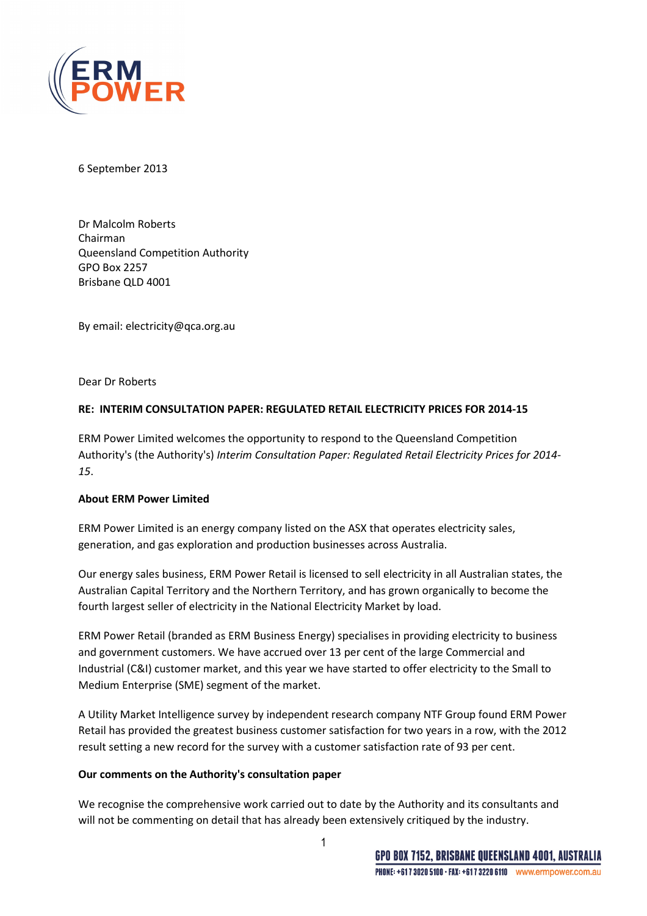6 September 2013

Dr Malcolm Roberts
Chairman
Queensland Competition Authority
GPO Box 2257
Brisbane QLD 4001

By email: electricity@qca.org.au

Dear Dr Roberts

**RE: INTERIM CONSULTATION PAPER: REGULATED RETAIL ELECTRICITY PRICES FOR 2014-15**

ERM Power Limited welcomes the opportunity to respond to the Queensland Competition Authority's (the Authority's) *Interim Consultation Paper: Regulated Retail Electricity Prices for 2014-15*.

**About ERM Power Limited**

ERM Power Limited is an energy company listed on the ASX that operates electricity sales, generation, and gas exploration and production businesses across Australia.

Our energy sales business, ERM Power Retail is licensed to sell electricity in all Australian states, the Australian Capital Territory and the Northern Territory, and has grown organically to become the fourth largest seller of electricity in the National Electricity Market by load.

ERM Power Retail (branded as ERM Business Energy) specialises in providing electricity to business and government customers. We have accrued over 13 per cent of the large Commercial and Industrial (C&I) customer market, and this year we have started to offer electricity to the Small to Medium Enterprise (SME) segment of the market.

A Utility Market Intelligence survey by independent research company NTF Group found ERM Power Retail has provided the greatest business customer satisfaction for two years in a row, with the 2012 result setting a new record for the survey with a customer satisfaction rate of 93 per cent.

**Our comments on the Authority's consultation paper**

We recognise the comprehensive work carried out to date by the Authority and its consultants and will not be commenting on detail that has already been extensively critiqued by the industry.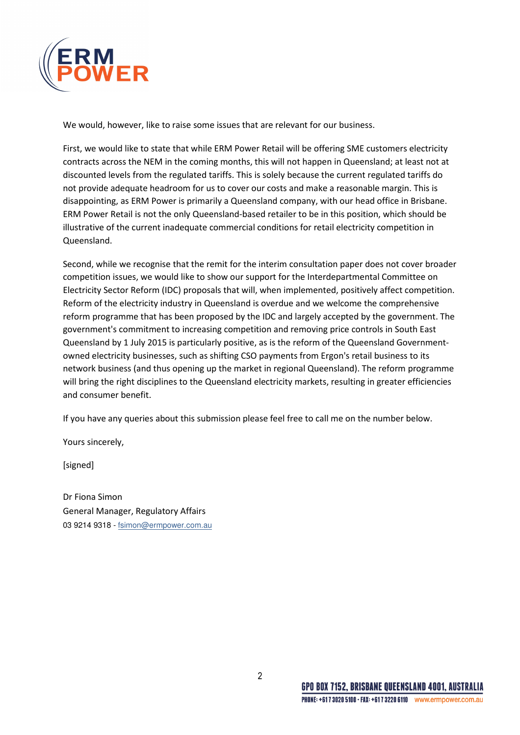We would, however, like to raise some issues that are relevant for our business.

First, we would like to state that while ERM Power Retail will be offering SME customers electricity contracts across the NEM in the coming months, this will not happen in Queensland; at least not at discounted levels from the regulated tariffs. This is solely because the current regulated tariffs do not provide adequate headroom for us to cover our costs and make a reasonable margin. This is disappointing, as ERM Power is primarily a Queensland company, with our head office in Brisbane. ERM Power Retail is not the only Queensland-based retailer to be in this position, which should be illustrative of the current inadequate commercial conditions for retail electricity competition in Queensland.

Second, while we recognise that the remit for the interim consultation paper does not cover broader competition issues, we would like to show our support for the Interdepartmental Committee on Electricity Sector Reform (IDC) proposals that will, when implemented, positively affect competition. Reform of the electricity industry in Queensland is overdue and we welcome the comprehensive reform programme that has been proposed by the IDC and largely accepted by the government. The government's commitment to increasing competition and removing price controls in South East Queensland by 1 July 2015 is particularly positive, as is the reform of the Queensland Government-owned electricity businesses, such as shifting CSO payments from Ergon's retail business to its network business (and thus opening up the market in regional Queensland). The reform programme will bring the right disciplines to the Queensland electricity markets, resulting in greater efficiencies and consumer benefit.

If you have any queries about this submission please feel free to call me on the number below.

Yours sincerely,

[signed]

Dr Fiona Simon  
General Manager, Regulatory Affairs  
03 9214 9318 - fsimon@ermpower.com.au